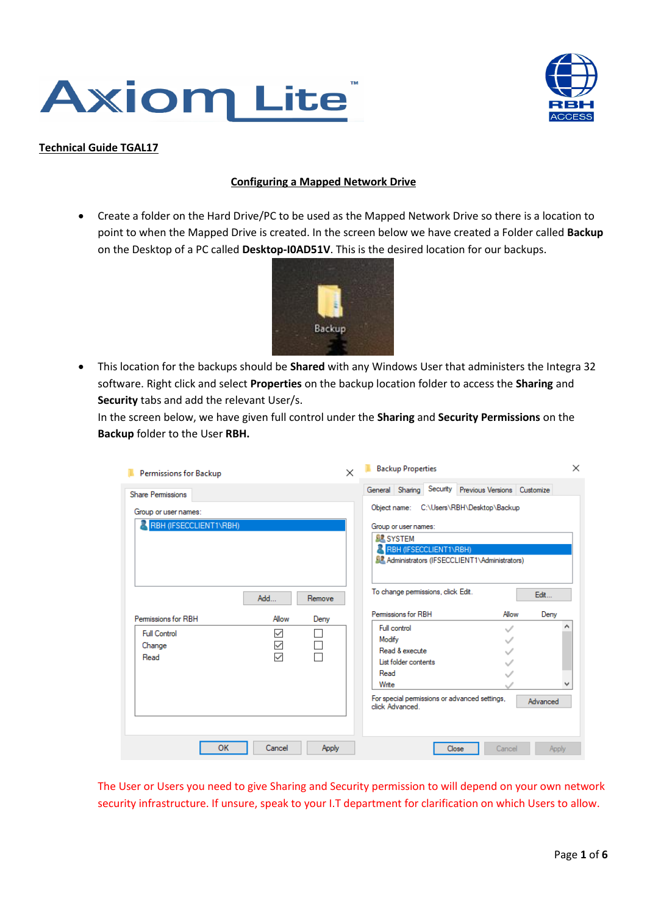**Technical Guide TGAL17**

## Configuring a Mapped Network Drive

- Create a folder on the Hard Drive/PC to be used as the Mapped Network Drive so there is a location to point to when the Mapped Drive is created. In the screen below we have created a Folder called **Backup** on the Desktop of a PC called **Desktop-I0AD51V**. This is the desired location for our backups.

- This location for the backups should be **Shared** with any Windows User that administers the Integra 32 software. Right click and select **Properties** on the backup location folder to access the **Sharing** and **Security** tabs and add the relevant User/s.
  In the screen below, we have given full control under the **Sharing** and **Security Permissions** on the **Backup** folder to the User **RBH.**

The User or Users you need to give Sharing and Security permission to will depend on your own network security infrastructure. If unsure, speak to your I.T department for clarification on which Users to allow.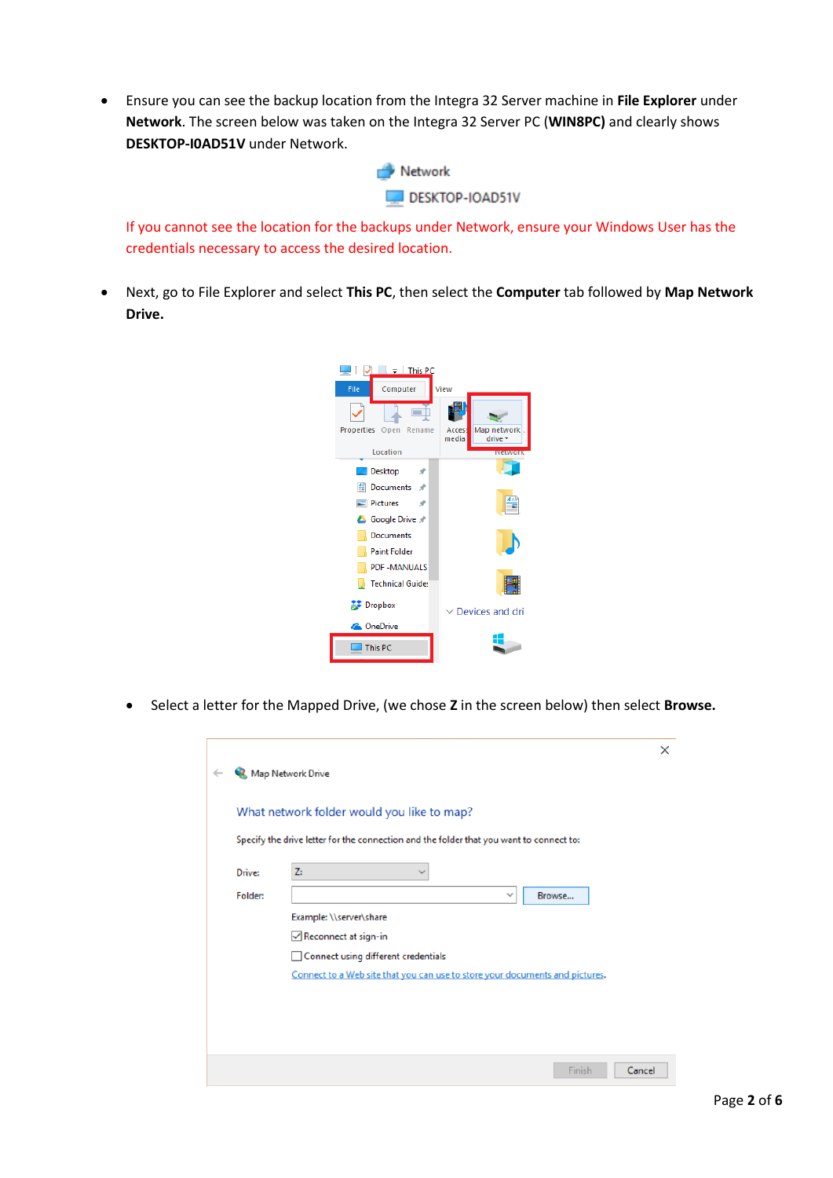- Ensure you can see the backup location from the Integra 32 Server machine in **File Explorer** under **Network**. The screen below was taken on the Integra 32 Server PC (**WIN8PC)** and clearly shows **DESKTOP-I0AD51V** under Network.

  If you cannot see the location for the backups under Network, ensure your Windows User has the credentials necessary to access the desired location.

- Next, go to File Explorer and select **This PC**, then select the **Computer** tab followed by **Map Network Drive.**

- Select a letter for the Mapped Drive, (we chose **Z** in the screen below) then select **Browse.**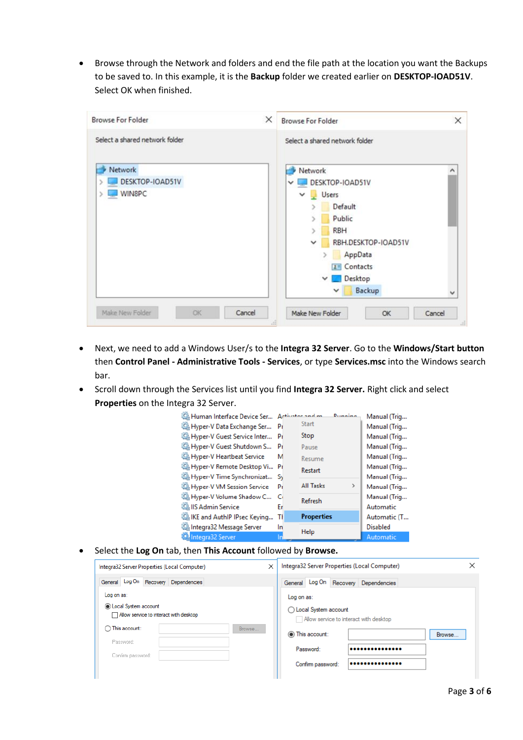- Browse through the Network and folders and end the file path at the location you want the Backups to be saved to. In this example, it is the **Backup** folder we created earlier on **DESKTOP-IOAD51V**. Select OK when finished.

- Next, we need to add a Windows User/s to the **Integra 32 Server**. Go to the **Windows/Start button** then **Control Panel - Administrative Tools - Services**, or type **Services.msc** into the Windows search bar.
- Scroll down through the Services list until you find **Integra 32 Server.** Right click and select **Properties** on the Integra 32 Server.

- Select the **Log On** tab, then **This Account** followed by **Browse.**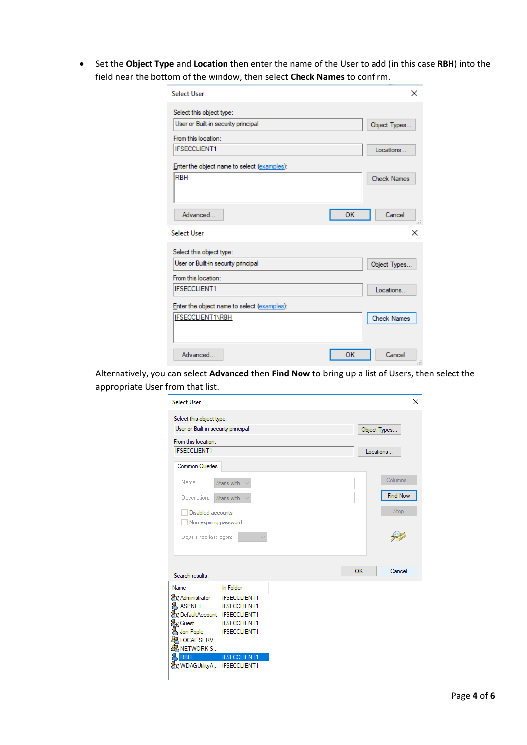- Set the **Object Type** and **Location** then enter the name of the User to add (in this case **RBH**) into the field near the bottom of the window, then select **Check Names** to confirm.

Alternatively, you can select **Advanced** then **Find Now** to bring up a list of Users, then select the appropriate User from that list.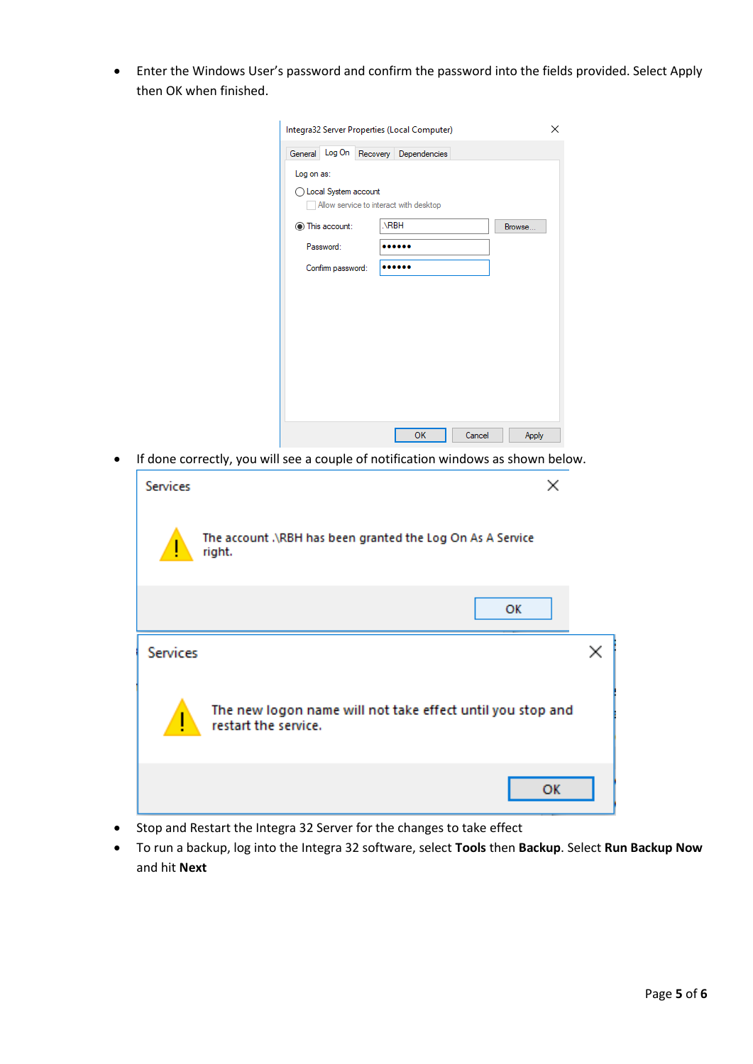- Enter the Windows User's password and confirm the password into the fields provided. Select Apply then OK when finished.

- If done correctly, you will see a couple of notification windows as shown below.

- Stop and Restart the Integra 32 Server for the changes to take effect
- To run a backup, log into the Integra 32 software, select **Tools** then **Backup**. Select **Run Backup Now** and hit **Next**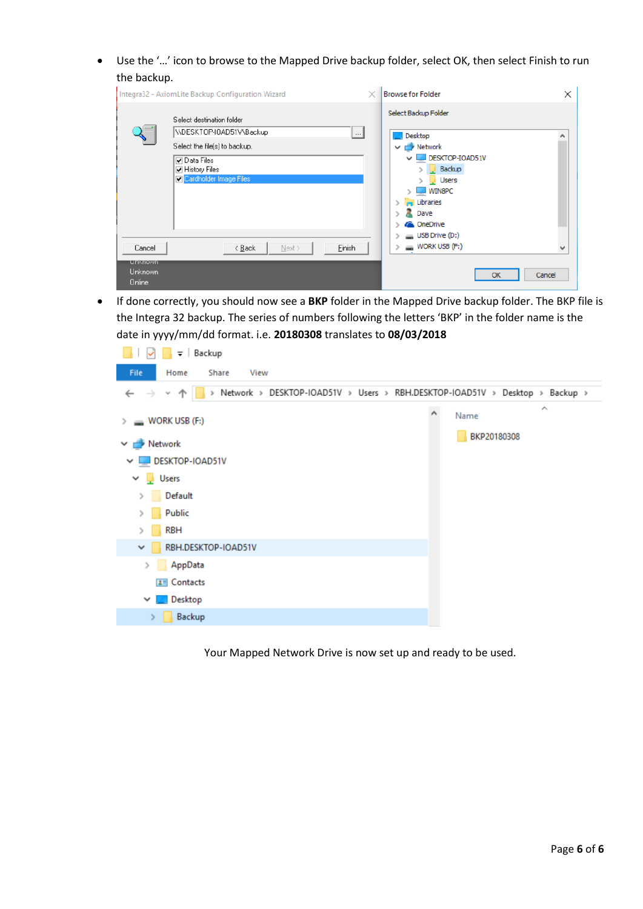- Use the '…' icon to browse to the Mapped Drive backup folder, select OK, then select Finish to run the backup.
- If done correctly, you should now see a **BKP** folder in the Mapped Drive backup folder. The BKP file is the Integra 32 backup. The series of numbers following the letters 'BKP' in the folder name is the date in yyyy/mm/dd format. i.e. **20180308** translates to **08/03/2018**

Your Mapped Network Drive is now set up and ready to be used.